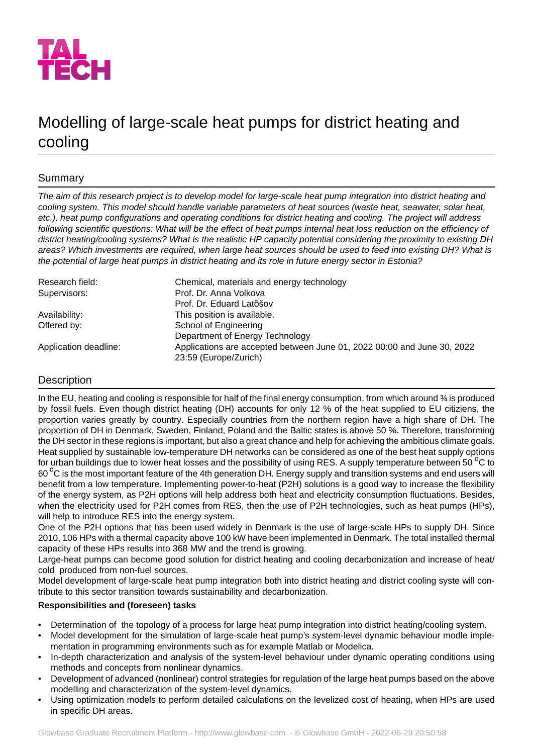TAL TECH

# Modelling of large-scale heat pumps for district heating and cooling

## Summary

*The aim of this research project is to develop model for large-scale heat pump integration into district heating and cooling system. This model should handle variable parameters of heat sources (waste heat, seawater, solar heat, etc.), heat pump configurations and operating conditions for district heating and cooling. The project will address following scientific questions: What will be the effect of heat pumps internal heat loss reduction on the efficiency of district heating/cooling systems? What is the realistic HP capacity potential considering the proximity to existing DH areas? Which investments are required, when large heat sources should be used to feed into existing DH? What is the potential of large heat pumps in district heating and its role in future energy sector in Estonia?*

| | |
|---|---|
| Research field: | Chemical, materials and energy technology |
| Supervisors: | Prof. Dr. Anna Volkova<br>Prof. Dr. Eduard Latõšov |
| Availability: | This position is available. |
| Offered by: | School of Engineering<br>Department of Energy Technology |
| Application deadline: | Applications are accepted between June 01, 2022 00:00 and June 30, 2022 23:59 (Europe/Zurich) |

## Description

In the EU, heating and cooling is responsible for half of the final energy consumption, from which around ¾ is produced by fossil fuels. Even though district heating (DH) accounts for only 12 % of the heat supplied to EU citiziens, the proportion varies greatly by country. Especially countries from the northern region have a high share of DH. The proportion of DH in Denmark, Sweden, Finland, Poland and the Baltic states is above 50 %. Therefore, transforming the DH sector in these regions is important, but also a great chance and help for achieving the ambitious climate goals. Heat supplied by sustainable low-temperature DH networks can be considered as one of the best heat supply options for urban buildings due to lower heat losses and the possibility of using RES. A supply temperature between 50 $^{o}$C to 60 $^{o}$C is the most important feature of the 4th generation DH. Energy supply and transition systems and end users will benefit from a low temperature. Implementing power-to-heat (P2H) solutions is a good way to increase the flexibility of the energy system, as P2H options will help address both heat and electricity consumption fluctuations. Besides, when the electricity used for P2H comes from RES, then the use of P2H technologies, such as heat pumps (HPs), will help to introduce RES into the energy system.

One of the P2H options that has been used widely in Denmark is the use of large-scale HPs to supply DH. Since 2010, 106 HPs with a thermal capacity above 100 kW have been implemented in Denmark. The total installed thermal capacity of these HPs results into 368 MW and the trend is growing.

Large-heat pumps can become good solution for district heating and cooling decarbonization and increase of heat/ cold produced from non-fuel sources.

Model development of large-scale heat pump integration both into district heating and district cooling syste will contribute to this sector transition towards sustainability and decarbonization.

**Responsibilities and (foreseen) tasks**

- Determination of the topology of a process for large heat pump integration into district heating/cooling system.
- Model development for the simulation of large-scale heat pump's system-level dynamic behaviour modle implementation in programming environments such as for example Matlab or Modelica.
- In-depth characterization and analysis of the system-level behaviour under dynamic operating conditions using methods and concepts from nonlinear dynamics.
- Development of advanced (nonlinear) control strategies for regulation of the large heat pumps based on the above modelling and characterization of the system-level dynamics.
- Using optimization models to perform detailed calculations on the levelized cost of heating, when HPs are used in specific DH areas.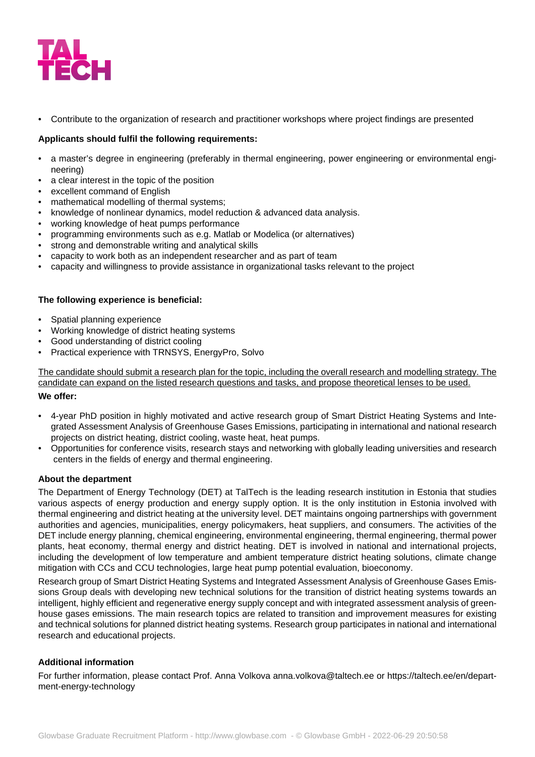- Contribute to the organization of research and practitioner workshops where project findings are presented

**Applicants should fulfil the following requirements:**

- a master's degree in engineering (preferably in thermal engineering, power engineering or environmental engineering)
- a clear interest in the topic of the position
- excellent command of English
- mathematical modelling of thermal systems;
- knowledge of nonlinear dynamics, model reduction & advanced data analysis.
- working knowledge of heat pumps performance
- programming environments such as e.g. Matlab or Modelica (or alternatives)
- strong and demonstrable writing and analytical skills
- capacity to work both as an independent researcher and as part of team
- capacity and willingness to provide assistance in organizational tasks relevant to the project

**The following experience is beneficial:**

- Spatial planning experience
- Working knowledge of district heating systems
- Good understanding of district cooling
- Practical experience with TRNSYS, EnergyPro, Solvo

The candidate should submit a research plan for the topic, including the overall research and modelling strategy. The candidate can expand on the listed research questions and tasks, and propose theoretical lenses to be used.

**We offer:**

- 4-year PhD position in highly motivated and active research group of Smart District Heating Systems and Integrated Assessment Analysis of Greenhouse Gases Emissions, participating in international and national research projects on district heating, district cooling, waste heat, heat pumps.
- Opportunities for conference visits, research stays and networking with globally leading universities and research centers in the fields of energy and thermal engineering.

**About the department**

The Department of Energy Technology (DET) at TalTech is the leading research institution in Estonia that studies various aspects of energy production and energy supply option. It is the only institution in Estonia involved with thermal engineering and district heating at the university level. DET maintains ongoing partnerships with government authorities and agencies, municipalities, energy policymakers, heat suppliers, and consumers. The activities of the DET include energy planning, chemical engineering, environmental engineering, thermal engineering, thermal power plants, heat economy, thermal energy and district heating. DET is involved in national and international projects, including the development of low temperature and ambient temperature district heating solutions, climate change mitigation with CCs and CCU technologies, large heat pump potential evaluation, bioeconomy.

Research group of Smart District Heating Systems and Integrated Assessment Analysis of Greenhouse Gases Emissions Group deals with developing new technical solutions for the transition of district heating systems towards an intelligent, highly efficient and regenerative energy supply concept and with integrated assessment analysis of greenhouse gases emissions. The main research topics are related to transition and improvement measures for existing and technical solutions for planned district heating systems. Research group participates in national and international research and educational projects.

**Additional information**

For further information, please contact Prof. Anna Volkova anna.volkova@taltech.ee or https://taltech.ee/en/department-energy-technology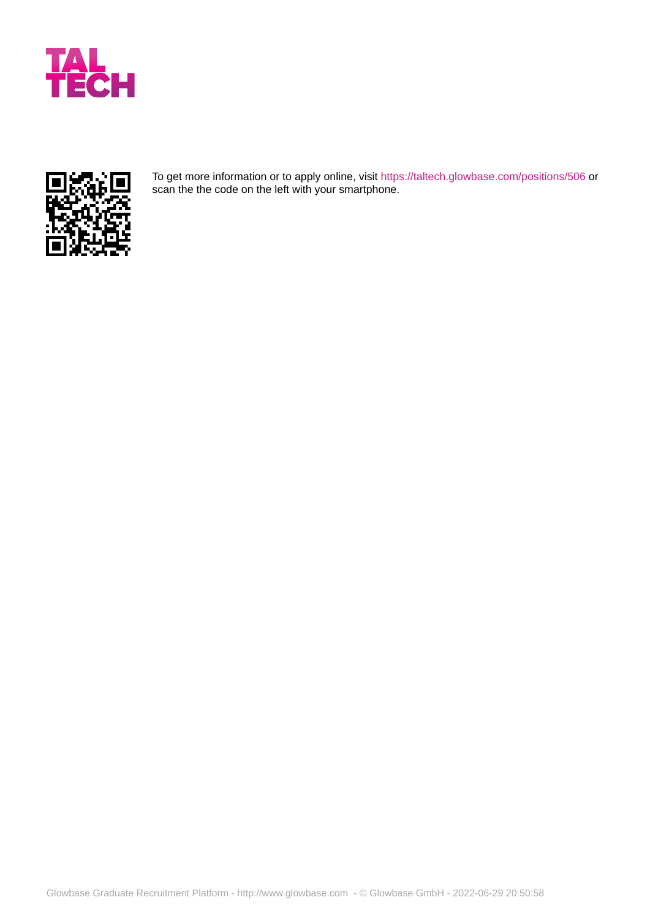To get more information or to apply online, visit https://taltech.glowbase.com/positions/506 or scan the the code on the left with your smartphone.